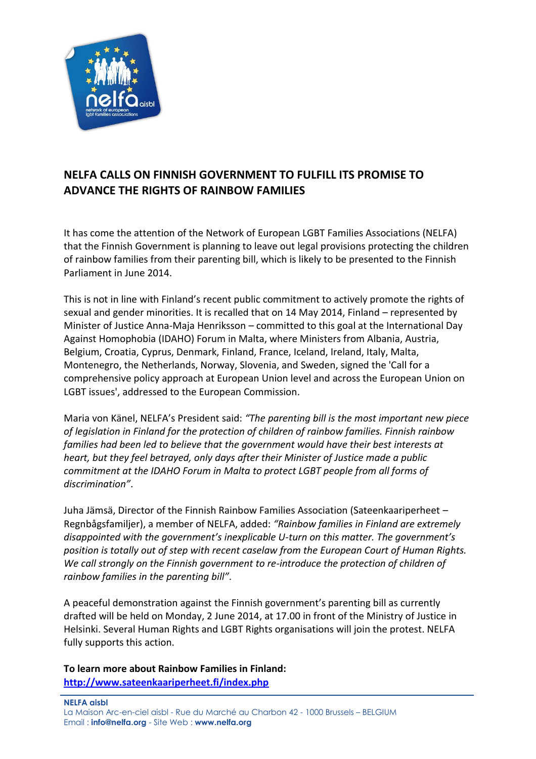## NELFA CALLS ON FINNISH GOVERNMENT TO FULFILL ITS PROMISE TO ADVANCE THE RIGHTS OF RAINBOW FAMILIES

It has come the attention of the Network of European LGBT Families Associations (NELFA) that the Finnish Government is planning to leave out legal provisions protecting the children of rainbow families from their parenting bill, which is likely to be presented to the Finnish Parliament in June 2014.

This is not in line with Finland's recent public commitment to actively promote the rights of sexual and gender minorities. It is recalled that on 14 May 2014, Finland – represented by Minister of Justice Anna-Maja Henriksson – committed to this goal at the International Day Against Homophobia (IDAHO) Forum in Malta, where Ministers from Albania, Austria, Belgium, Croatia, Cyprus, Denmark, Finland, France, Iceland, Ireland, Italy, Malta, Montenegro, the Netherlands, Norway, Slovenia, and Sweden, signed the 'Call for a comprehensive policy approach at European Union level and across the European Union on LGBT issues', addressed to the European Commission.

Maria von Känel, NELFA's President said: *"The parenting bill is the most important new piece of legislation in Finland for the protection of children of rainbow families. Finnish rainbow families had been led to believe that the government would have their best interests at heart, but they feel betrayed, only days after their Minister of Justice made a public commitment at the IDAHO Forum in Malta to protect LGBT people from all forms of discrimination"*.

Juha Jämsä, Director of the Finnish Rainbow Families Association (Sateenkaariperheet – Regnbågsfamiljer), a member of NELFA, added: *"Rainbow families in Finland are extremely disappointed with the government's inexplicable U-turn on this matter. The government's position is totally out of step with recent caselaw from the European Court of Human Rights. We call strongly on the Finnish government to re-introduce the protection of children of rainbow families in the parenting bill"*.

A peaceful demonstration against the Finnish government's parenting bill as currently drafted will be held on Monday, 2 June 2014, at 17.00 in front of the Ministry of Justice in Helsinki. Several Human Rights and LGBT Rights organisations will join the protest. NELFA fully supports this action.

**To learn more about Rainbow Families in Finland:**
**http://www.sateenkaariperheet.fi/index.php**

**NELFA aisbl**
La Maison Arc-en-ciel aisbl - Rue du Marché au Charbon 42 - 1000 Brussels – BELGIUM
Email : **info@nelfa.org** - Site Web : **www.nelfa.org**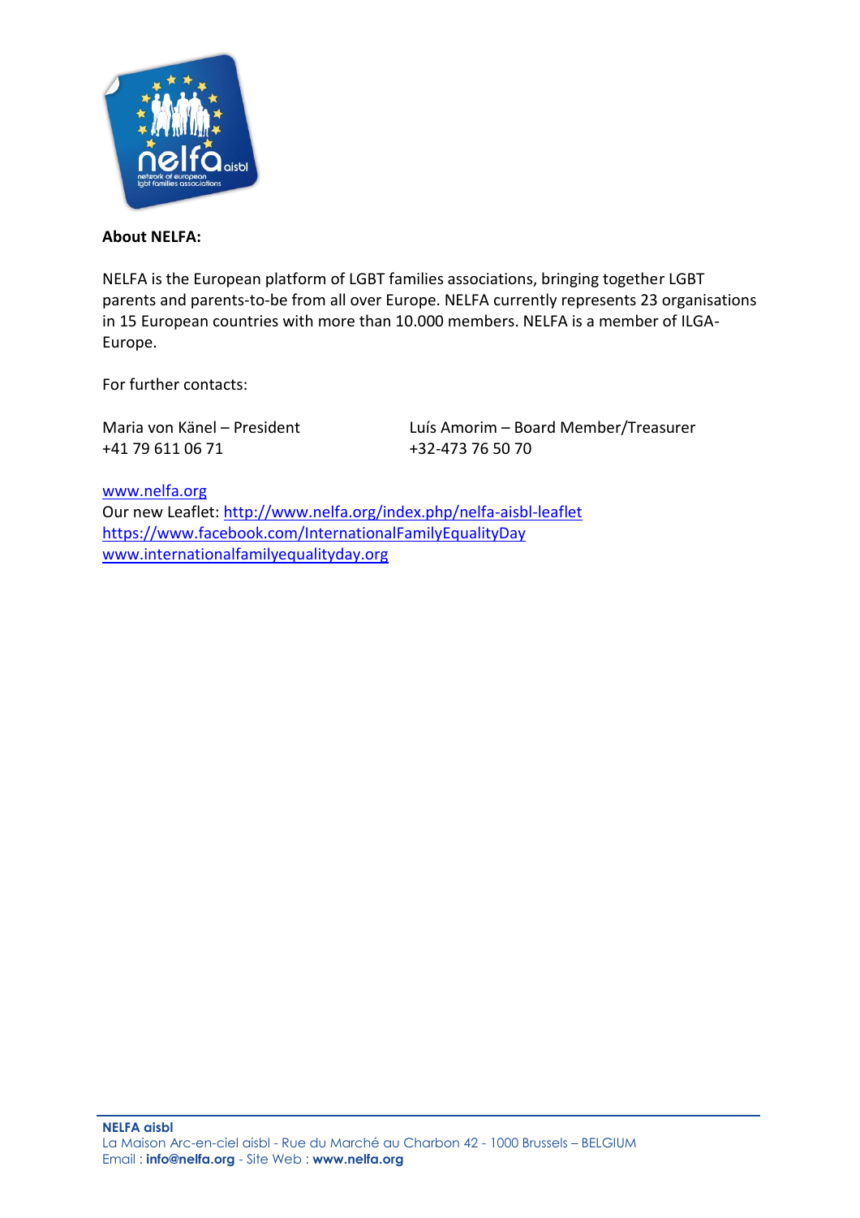**About NELFA:**

NELFA is the European platform of LGBT families associations, bringing together LGBT parents and parents-to-be from all over Europe. NELFA currently represents 23 organisations in 15 European countries with more than 10.000 members. NELFA is a member of ILGA-Europe.

For further contacts:

Maria von Känel – President
+41 79 611 06 71

Luís Amorim – Board Member/Treasurer
+32-473 76 50 70

www.nelfa.org
Our new Leaflet: http://www.nelfa.org/index.php/nelfa-aisbl-leaflet
https://www.facebook.com/InternationalFamilyEqualityDay
www.internationalfamilyequalityday.org

**NELFA aisbl**
La Maison Arc-en-ciel aisbl - Rue du Marché au Charbon 42 - 1000 Brussels – BELGIUM
Email : **info@nelfa.org** - Site Web : **www.nelfa.org**